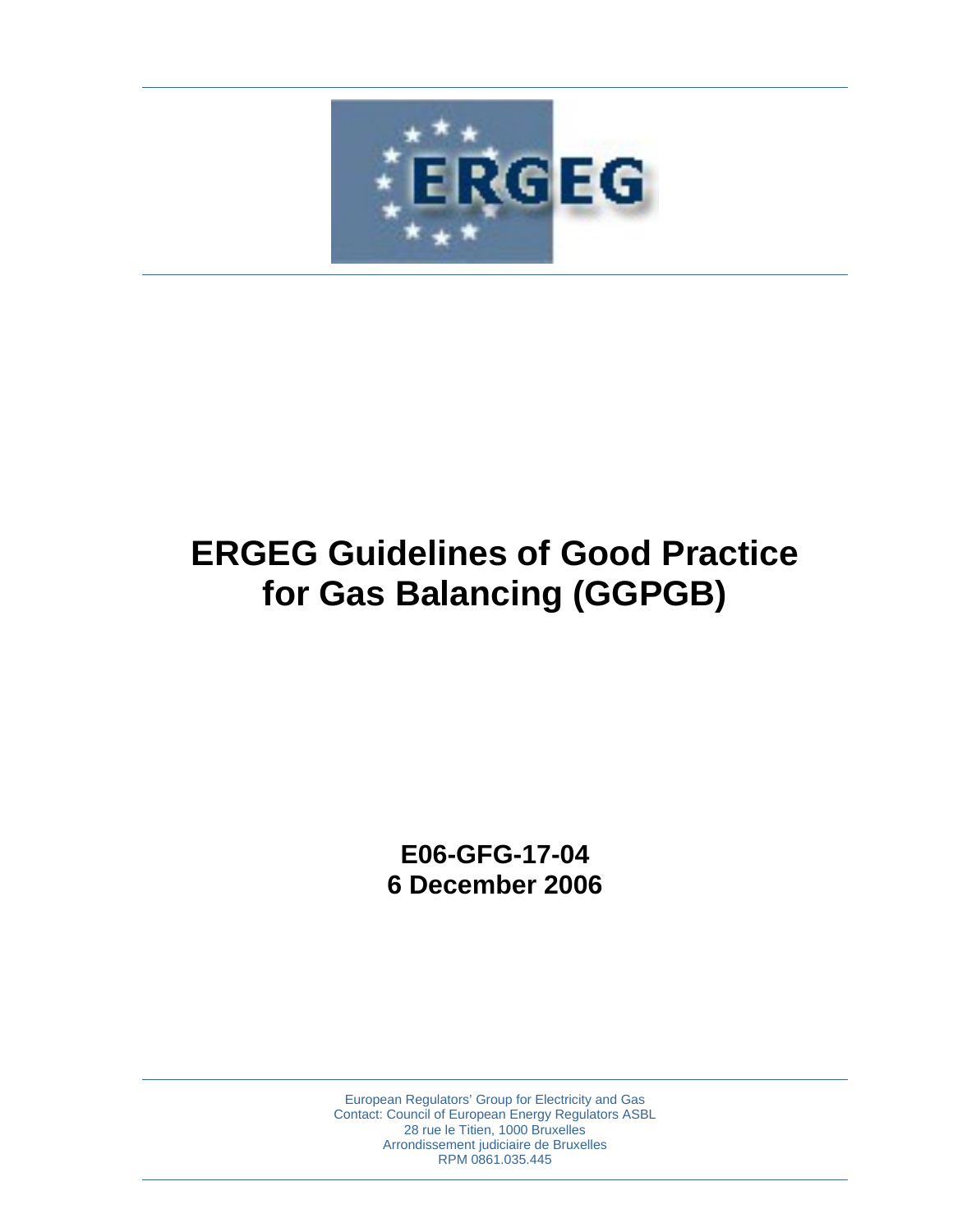# ERGEG Guidelines of Good Practice for Gas Balancing (GGPGB)

**E06-GFG-17-04**
**6 December 2006**

European Regulators' Group for Electricity and Gas
Contact: Council of European Energy Regulators ASBL
28 rue le Titien, 1000 Bruxelles
Arrondissement judiciaire de Bruxelles
RPM 0861.035.445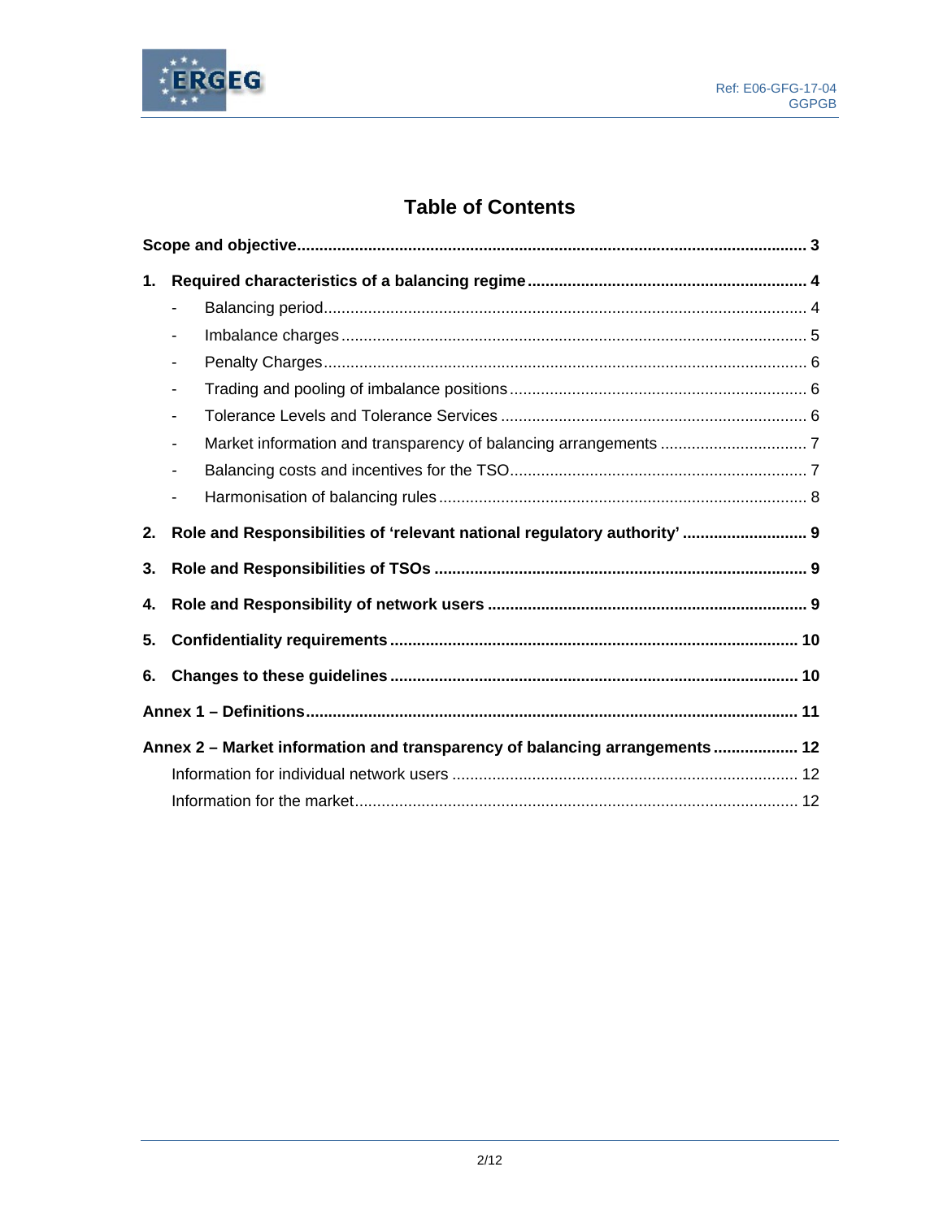# Table of Contents

**Scope and objective** .......... **3**

**1. Required characteristics of a balancing regime** .......... **4**

- Balancing period .......... 4
- Imbalance charges .......... 5
- Penalty Charges .......... 6
- Trading and pooling of imbalance positions .......... 6
- Tolerance Levels and Tolerance Services .......... 6
- Market information and transparency of balancing arrangements .......... 7
- Balancing costs and incentives for the TSO .......... 7
- Harmonisation of balancing rules .......... 8

**2. Role and Responsibilities of 'relevant national regulatory authority'** .......... **9**

**3. Role and Responsibilities of TSOs** .......... **9**

**4. Role and Responsibility of network users** .......... **9**

**5. Confidentiality requirements** .......... **10**

**6. Changes to these guidelines** .......... **10**

**Annex 1 – Definitions** .......... **11**

**Annex 2 – Market information and transparency of balancing arrangements** .......... **12**

Information for individual network users .......... 12

Information for the market .......... 12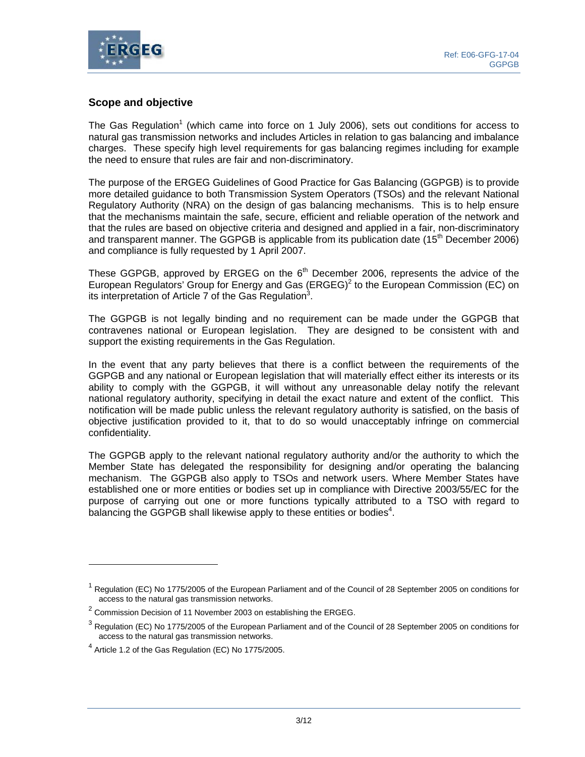## Scope and objective

The Gas Regulation[1] (which came into force on 1 July 2006), sets out conditions for access to natural gas transmission networks and includes Articles in relation to gas balancing and imbalance charges. These specify high level requirements for gas balancing regimes including for example the need to ensure that rules are fair and non-discriminatory.

The purpose of the ERGEG Guidelines of Good Practice for Gas Balancing (GGPGB) is to provide more detailed guidance to both Transmission System Operators (TSOs) and the relevant National Regulatory Authority (NRA) on the design of gas balancing mechanisms. This is to help ensure that the mechanisms maintain the safe, secure, efficient and reliable operation of the network and that the rules are based on objective criteria and designed and applied in a fair, non-discriminatory and transparent manner. The GGPGB is applicable from its publication date (15th December 2006) and compliance is fully requested by 1 April 2007.

These GGPGB, approved by ERGEG on the 6th December 2006, represents the advice of the European Regulators' Group for Energy and Gas (ERGEG)[2] to the European Commission (EC) on its interpretation of Article 7 of the Gas Regulation[3].

The GGPGB is not legally binding and no requirement can be made under the GGPGB that contravenes national or European legislation. They are designed to be consistent with and support the existing requirements in the Gas Regulation.

In the event that any party believes that there is a conflict between the requirements of the GGPGB and any national or European legislation that will materially effect either its interests or its ability to comply with the GGPGB, it will without any unreasonable delay notify the relevant national regulatory authority, specifying in detail the exact nature and extent of the conflict. This notification will be made public unless the relevant regulatory authority is satisfied, on the basis of objective justification provided to it, that to do so would unacceptably infringe on commercial confidentiality.

The GGPGB apply to the relevant national regulatory authority and/or the authority to which the Member State has delegated the responsibility for designing and/or operating the balancing mechanism. The GGPGB also apply to TSOs and network users. Where Member States have established one or more entities or bodies set up in compliance with Directive 2003/55/EC for the purpose of carrying out one or more functions typically attributed to a TSO with regard to balancing the GGPGB shall likewise apply to these entities or bodies[4].

---

[1] Regulation (EC) No 1775/2005 of the European Parliament and of the Council of 28 September 2005 on conditions for access to the natural gas transmission networks.

[2] Commission Decision of 11 November 2003 on establishing the ERGEG.

[3] Regulation (EC) No 1775/2005 of the European Parliament and of the Council of 28 September 2005 on conditions for access to the natural gas transmission networks.

[4] Article 1.2 of the Gas Regulation (EC) No 1775/2005.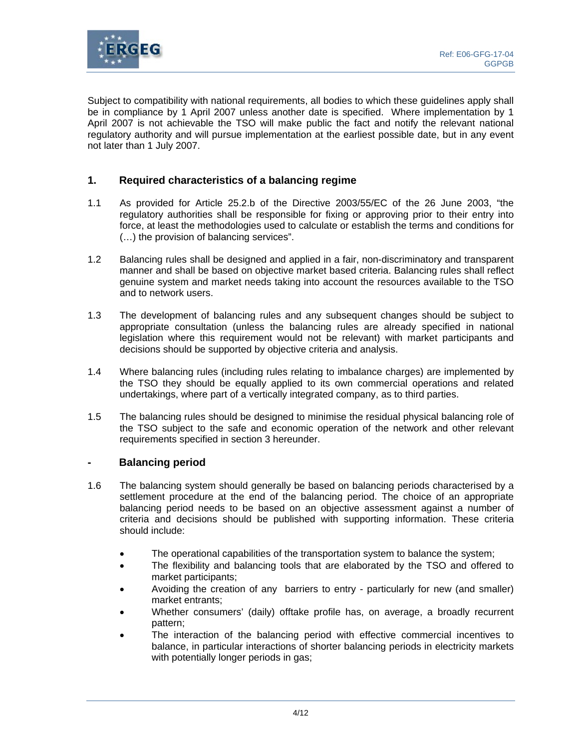Subject to compatibility with national requirements, all bodies to which these guidelines apply shall be in compliance by 1 April 2007 unless another date is specified. Where implementation by 1 April 2007 is not achievable the TSO will make public the fact and notify the relevant national regulatory authority and will pursue implementation at the earliest possible date, but in any event not later than 1 July 2007.

## 1. Required characteristics of a balancing regime

1.1 As provided for Article 25.2.b of the Directive 2003/55/EC of the 26 June 2003, "the regulatory authorities shall be responsible for fixing or approving prior to their entry into force, at least the methodologies used to calculate or establish the terms and conditions for (…) the provision of balancing services".

1.2 Balancing rules shall be designed and applied in a fair, non-discriminatory and transparent manner and shall be based on objective market based criteria. Balancing rules shall reflect genuine system and market needs taking into account the resources available to the TSO and to network users.

1.3 The development of balancing rules and any subsequent changes should be subject to appropriate consultation (unless the balancing rules are already specified in national legislation where this requirement would not be relevant) with market participants and decisions should be supported by objective criteria and analysis.

1.4 Where balancing rules (including rules relating to imbalance charges) are implemented by the TSO they should be equally applied to its own commercial operations and related undertakings, where part of a vertically integrated company, as to third parties.

1.5 The balancing rules should be designed to minimise the residual physical balancing role of the TSO subject to the safe and economic operation of the network and other relevant requirements specified in section 3 hereunder.

### - Balancing period

1.6 The balancing system should generally be based on balancing periods characterised by a settlement procedure at the end of the balancing period. The choice of an appropriate balancing period needs to be based on an objective assessment against a number of criteria and decisions should be published with supporting information. These criteria should include:

- The operational capabilities of the transportation system to balance the system;
- The flexibility and balancing tools that are elaborated by the TSO and offered to market participants;
- Avoiding the creation of any barriers to entry - particularly for new (and smaller) market entrants;
- Whether consumers' (daily) offtake profile has, on average, a broadly recurrent pattern;
- The interaction of the balancing period with effective commercial incentives to balance, in particular interactions of shorter balancing periods in electricity markets with potentially longer periods in gas;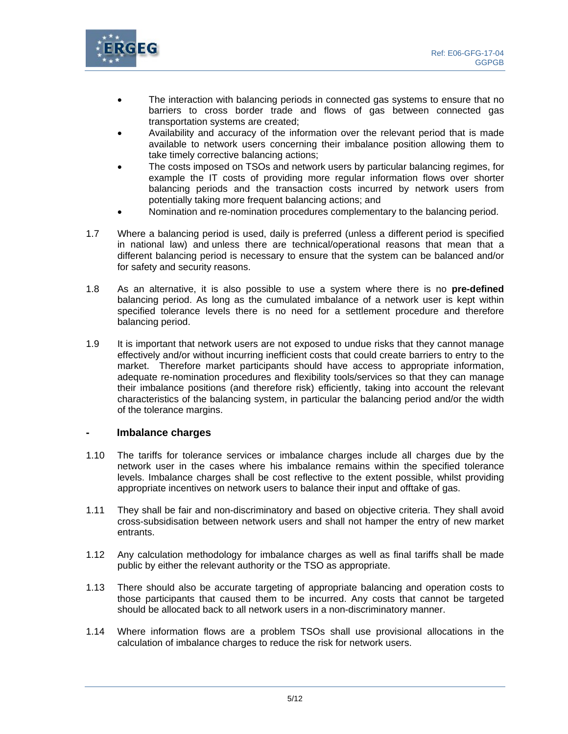- The interaction with balancing periods in connected gas systems to ensure that no barriers to cross border trade and flows of gas between connected gas transportation systems are created;
- Availability and accuracy of the information over the relevant period that is made available to network users concerning their imbalance position allowing them to take timely corrective balancing actions;
- The costs imposed on TSOs and network users by particular balancing regimes, for example the IT costs of providing more regular information flows over shorter balancing periods and the transaction costs incurred by network users from potentially taking more frequent balancing actions; and
- Nomination and re-nomination procedures complementary to the balancing period.

1.7 Where a balancing period is used, daily is preferred (unless a different period is specified in national law) and unless there are technical/operational reasons that mean that a different balancing period is necessary to ensure that the system can be balanced and/or for safety and security reasons.

1.8 As an alternative, it is also possible to use a system where there is no **pre-defined** balancing period. As long as the cumulated imbalance of a network user is kept within specified tolerance levels there is no need for a settlement procedure and therefore balancing period.

1.9 It is important that network users are not exposed to undue risks that they cannot manage effectively and/or without incurring inefficient costs that could create barriers to entry to the market. Therefore market participants should have access to appropriate information, adequate re-nomination procedures and flexibility tools/services so that they can manage their imbalance positions (and therefore risk) efficiently, taking into account the relevant characteristics of the balancing system, in particular the balancing period and/or the width of the tolerance margins.

### - Imbalance charges

1.10 The tariffs for tolerance services or imbalance charges include all charges due by the network user in the cases where his imbalance remains within the specified tolerance levels. Imbalance charges shall be cost reflective to the extent possible, whilst providing appropriate incentives on network users to balance their input and offtake of gas.

1.11 They shall be fair and non-discriminatory and based on objective criteria. They shall avoid cross-subsidisation between network users and shall not hamper the entry of new market entrants.

1.12 Any calculation methodology for imbalance charges as well as final tariffs shall be made public by either the relevant authority or the TSO as appropriate.

1.13 There should also be accurate targeting of appropriate balancing and operation costs to those participants that caused them to be incurred. Any costs that cannot be targeted should be allocated back to all network users in a non-discriminatory manner.

1.14 Where information flows are a problem TSOs shall use provisional allocations in the calculation of imbalance charges to reduce the risk for network users.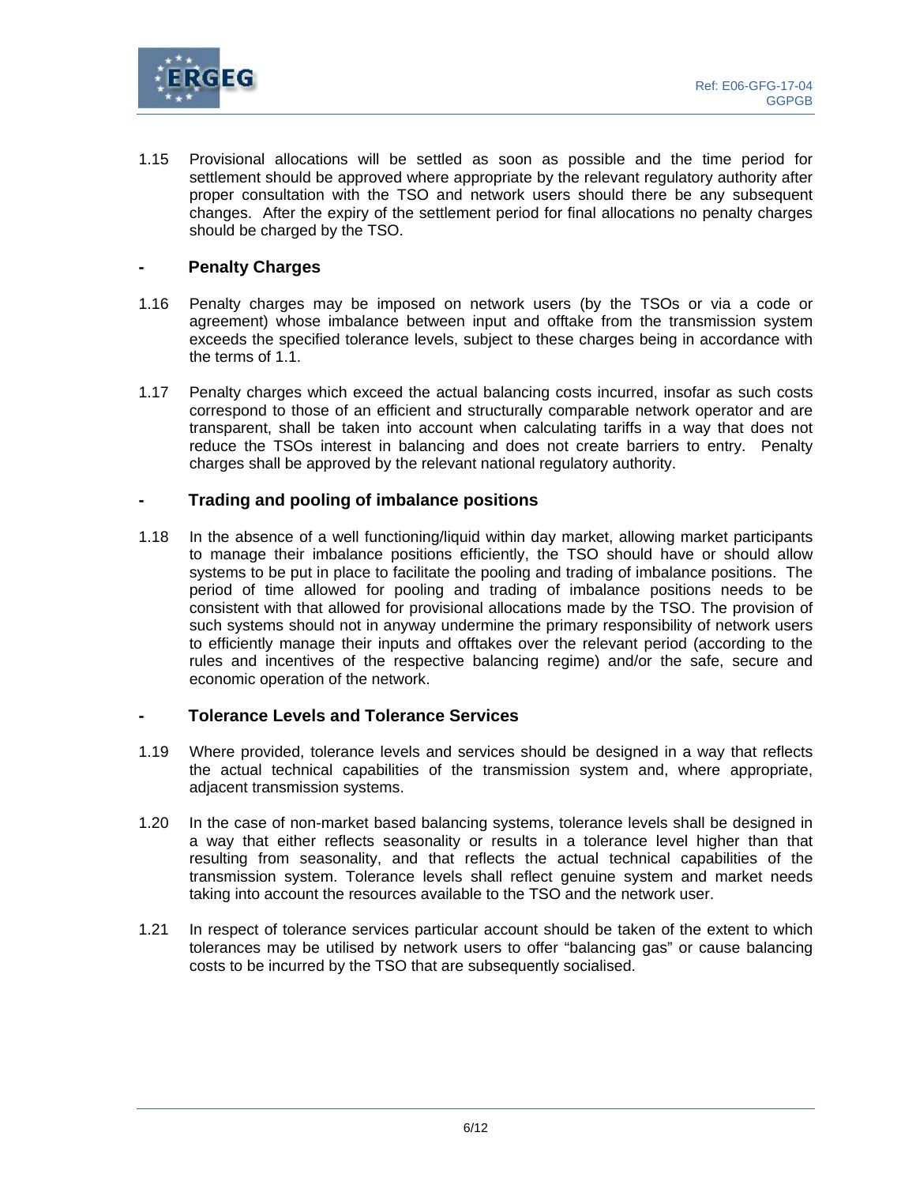1.15 Provisional allocations will be settled as soon as possible and the time period for settlement should be approved where appropriate by the relevant regulatory authority after proper consultation with the TSO and network users should there be any subsequent changes. After the expiry of the settlement period for final allocations no penalty charges should be charged by the TSO.

### - Penalty Charges

1.16 Penalty charges may be imposed on network users (by the TSOs or via a code or agreement) whose imbalance between input and offtake from the transmission system exceeds the specified tolerance levels, subject to these charges being in accordance with the terms of 1.1.

1.17 Penalty charges which exceed the actual balancing costs incurred, insofar as such costs correspond to those of an efficient and structurally comparable network operator and are transparent, shall be taken into account when calculating tariffs in a way that does not reduce the TSOs interest in balancing and does not create barriers to entry. Penalty charges shall be approved by the relevant national regulatory authority.

### - Trading and pooling of imbalance positions

1.18 In the absence of a well functioning/liquid within day market, allowing market participants to manage their imbalance positions efficiently, the TSO should have or should allow systems to be put in place to facilitate the pooling and trading of imbalance positions. The period of time allowed for pooling and trading of imbalance positions needs to be consistent with that allowed for provisional allocations made by the TSO. The provision of such systems should not in anyway undermine the primary responsibility of network users to efficiently manage their inputs and offtakes over the relevant period (according to the rules and incentives of the respective balancing regime) and/or the safe, secure and economic operation of the network.

### - Tolerance Levels and Tolerance Services

1.19 Where provided, tolerance levels and services should be designed in a way that reflects the actual technical capabilities of the transmission system and, where appropriate, adjacent transmission systems.

1.20 In the case of non-market based balancing systems, tolerance levels shall be designed in a way that either reflects seasonality or results in a tolerance level higher than that resulting from seasonality, and that reflects the actual technical capabilities of the transmission system. Tolerance levels shall reflect genuine system and market needs taking into account the resources available to the TSO and the network user.

1.21 In respect of tolerance services particular account should be taken of the extent to which tolerances may be utilised by network users to offer "balancing gas" or cause balancing costs to be incurred by the TSO that are subsequently socialised.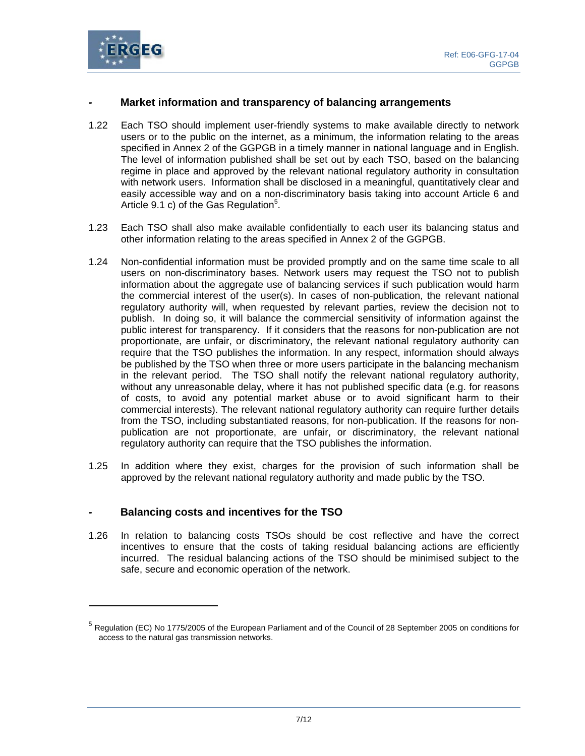## - Market information and transparency of balancing arrangements

1.22 Each TSO should implement user-friendly systems to make available directly to network users or to the public on the internet, as a minimum, the information relating to the areas specified in Annex 2 of the GGPGB in a timely manner in national language and in English. The level of information published shall be set out by each TSO, based on the balancing regime in place and approved by the relevant national regulatory authority in consultation with network users. Information shall be disclosed in a meaningful, quantitatively clear and easily accessible way and on a non-discriminatory basis taking into account Article 6 and Article 9.1 c) of the Gas Regulation[5].

1.23 Each TSO shall also make available confidentially to each user its balancing status and other information relating to the areas specified in Annex 2 of the GGPGB.

1.24 Non-confidential information must be provided promptly and on the same time scale to all users on non-discriminatory bases. Network users may request the TSO not to publish information about the aggregate use of balancing services if such publication would harm the commercial interest of the user(s). In cases of non-publication, the relevant national regulatory authority will, when requested by relevant parties, review the decision not to publish. In doing so, it will balance the commercial sensitivity of information against the public interest for transparency. If it considers that the reasons for non-publication are not proportionate, are unfair, or discriminatory, the relevant national regulatory authority can require that the TSO publishes the information. In any respect, information should always be published by the TSO when three or more users participate in the balancing mechanism in the relevant period. The TSO shall notify the relevant national regulatory authority, without any unreasonable delay, where it has not published specific data (e.g. for reasons of costs, to avoid any potential market abuse or to avoid significant harm to their commercial interests). The relevant national regulatory authority can require further details from the TSO, including substantiated reasons, for non-publication. If the reasons for non-publication are not proportionate, are unfair, or discriminatory, the relevant national regulatory authority can require that the TSO publishes the information.

1.25 In addition where they exist, charges for the provision of such information shall be approved by the relevant national regulatory authority and made public by the TSO.

## - Balancing costs and incentives for the TSO

1.26 In relation to balancing costs TSOs should be cost reflective and have the correct incentives to ensure that the costs of taking residual balancing actions are efficiently incurred. The residual balancing actions of the TSO should be minimised subject to the safe, secure and economic operation of the network.

---

[5] Regulation (EC) No 1775/2005 of the European Parliament and of the Council of 28 September 2005 on conditions for access to the natural gas transmission networks.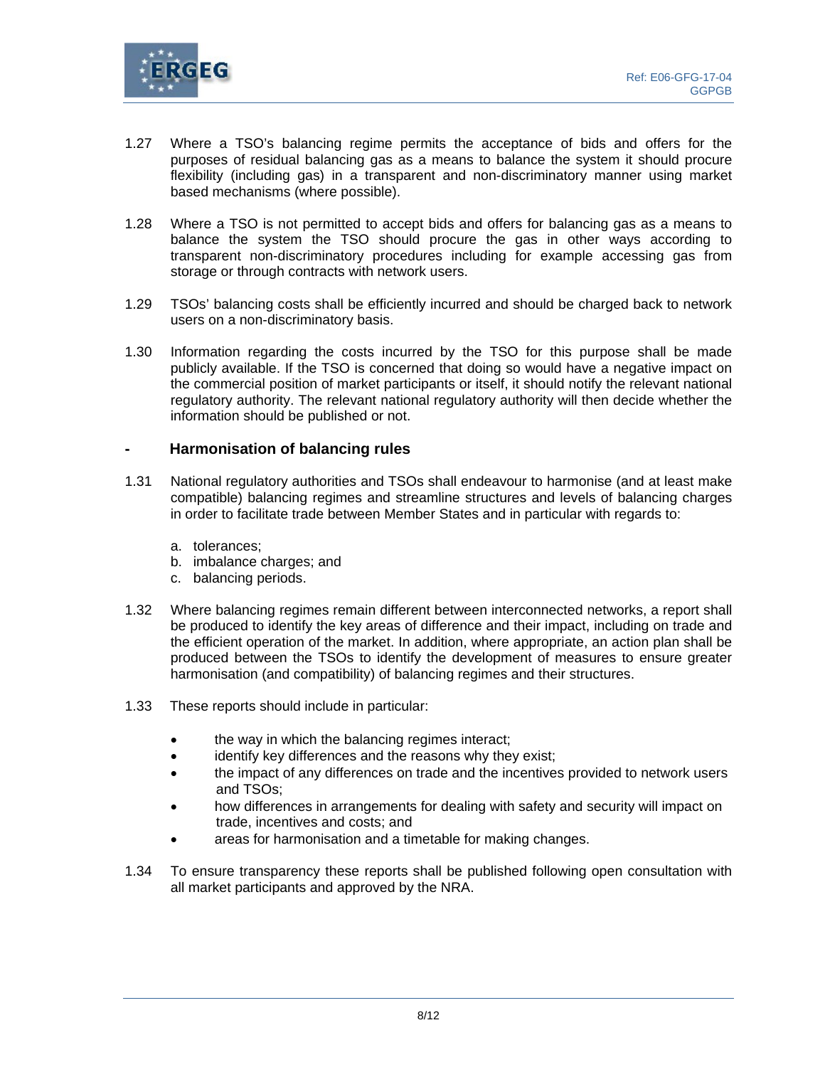1.27 Where a TSO's balancing regime permits the acceptance of bids and offers for the purposes of residual balancing gas as a means to balance the system it should procure flexibility (including gas) in a transparent and non-discriminatory manner using market based mechanisms (where possible).

1.28 Where a TSO is not permitted to accept bids and offers for balancing gas as a means to balance the system the TSO should procure the gas in other ways according to transparent non-discriminatory procedures including for example accessing gas from storage or through contracts with network users.

1.29 TSOs' balancing costs shall be efficiently incurred and should be charged back to network users on a non-discriminatory basis.

1.30 Information regarding the costs incurred by the TSO for this purpose shall be made publicly available. If the TSO is concerned that doing so would have a negative impact on the commercial position of market participants or itself, it should notify the relevant national regulatory authority. The relevant national regulatory authority will then decide whether the information should be published or not.

### - Harmonisation of balancing rules

1.31 National regulatory authorities and TSOs shall endeavour to harmonise (and at least make compatible) balancing regimes and streamline structures and levels of balancing charges in order to facilitate trade between Member States and in particular with regards to:

a. tolerances;
b. imbalance charges; and
c. balancing periods.

1.32 Where balancing regimes remain different between interconnected networks, a report shall be produced to identify the key areas of difference and their impact, including on trade and the efficient operation of the market. In addition, where appropriate, an action plan shall be produced between the TSOs to identify the development of measures to ensure greater harmonisation (and compatibility) of balancing regimes and their structures.

1.33 These reports should include in particular:

- the way in which the balancing regimes interact;
- identify key differences and the reasons why they exist;
- the impact of any differences on trade and the incentives provided to network users and TSOs;
- how differences in arrangements for dealing with safety and security will impact on trade, incentives and costs; and
- areas for harmonisation and a timetable for making changes.

1.34 To ensure transparency these reports shall be published following open consultation with all market participants and approved by the NRA.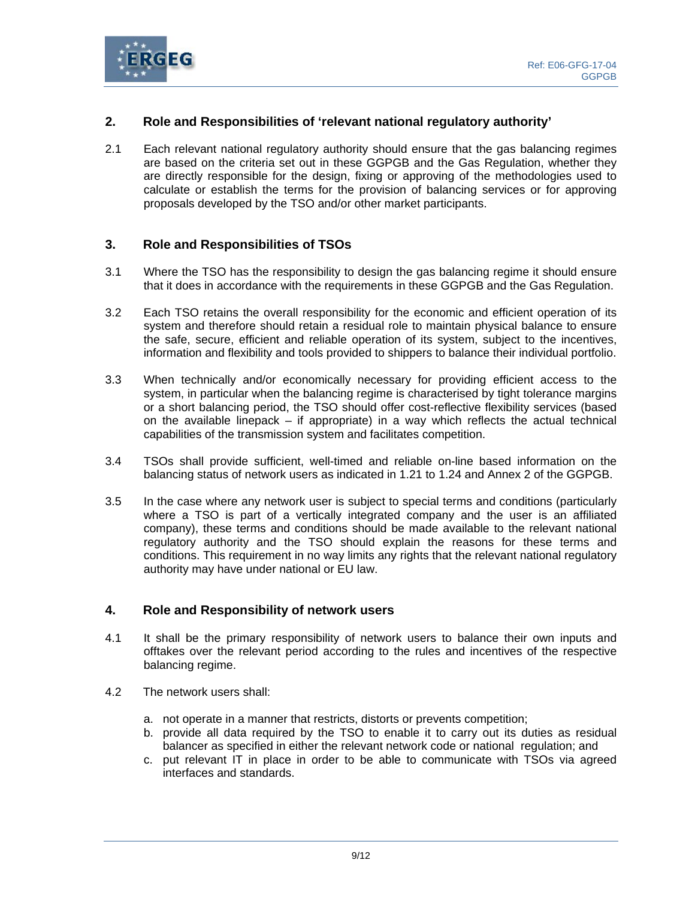## 2. Role and Responsibilities of 'relevant national regulatory authority'

2.1 Each relevant national regulatory authority should ensure that the gas balancing regimes are based on the criteria set out in these GGPGB and the Gas Regulation, whether they are directly responsible for the design, fixing or approving of the methodologies used to calculate or establish the terms for the provision of balancing services or for approving proposals developed by the TSO and/or other market participants.

## 3. Role and Responsibilities of TSOs

3.1 Where the TSO has the responsibility to design the gas balancing regime it should ensure that it does in accordance with the requirements in these GGPGB and the Gas Regulation.

3.2 Each TSO retains the overall responsibility for the economic and efficient operation of its system and therefore should retain a residual role to maintain physical balance to ensure the safe, secure, efficient and reliable operation of its system, subject to the incentives, information and flexibility and tools provided to shippers to balance their individual portfolio.

3.3 When technically and/or economically necessary for providing efficient access to the system, in particular when the balancing regime is characterised by tight tolerance margins or a short balancing period, the TSO should offer cost-reflective flexibility services (based on the available linepack – if appropriate) in a way which reflects the actual technical capabilities of the transmission system and facilitates competition.

3.4 TSOs shall provide sufficient, well-timed and reliable on-line based information on the balancing status of network users as indicated in 1.21 to 1.24 and Annex 2 of the GGPGB.

3.5 In the case where any network user is subject to special terms and conditions (particularly where a TSO is part of a vertically integrated company and the user is an affiliated company), these terms and conditions should be made available to the relevant national regulatory authority and the TSO should explain the reasons for these terms and conditions. This requirement in no way limits any rights that the relevant national regulatory authority may have under national or EU law.

## 4. Role and Responsibility of network users

4.1 It shall be the primary responsibility of network users to balance their own inputs and offtakes over the relevant period according to the rules and incentives of the respective balancing regime.

4.2 The network users shall:

a. not operate in a manner that restricts, distorts or prevents competition;
b. provide all data required by the TSO to enable it to carry out its duties as residual balancer as specified in either the relevant network code or national regulation; and
c. put relevant IT in place in order to be able to communicate with TSOs via agreed interfaces and standards.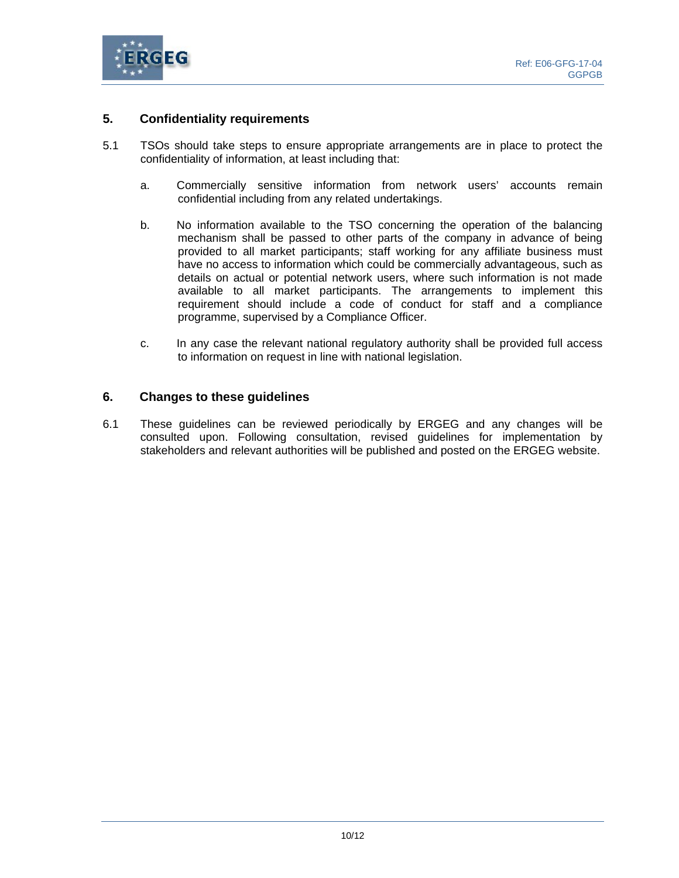## 5. Confidentiality requirements

5.1 TSOs should take steps to ensure appropriate arrangements are in place to protect the confidentiality of information, at least including that:

a. Commercially sensitive information from network users' accounts remain confidential including from any related undertakings.

b. No information available to the TSO concerning the operation of the balancing mechanism shall be passed to other parts of the company in advance of being provided to all market participants; staff working for any affiliate business must have no access to information which could be commercially advantageous, such as details on actual or potential network users, where such information is not made available to all market participants. The arrangements to implement this requirement should include a code of conduct for staff and a compliance programme, supervised by a Compliance Officer.

c. In any case the relevant national regulatory authority shall be provided full access to information on request in line with national legislation.

## 6. Changes to these guidelines

6.1 These guidelines can be reviewed periodically by ERGEG and any changes will be consulted upon. Following consultation, revised guidelines for implementation by stakeholders and relevant authorities will be published and posted on the ERGEG website.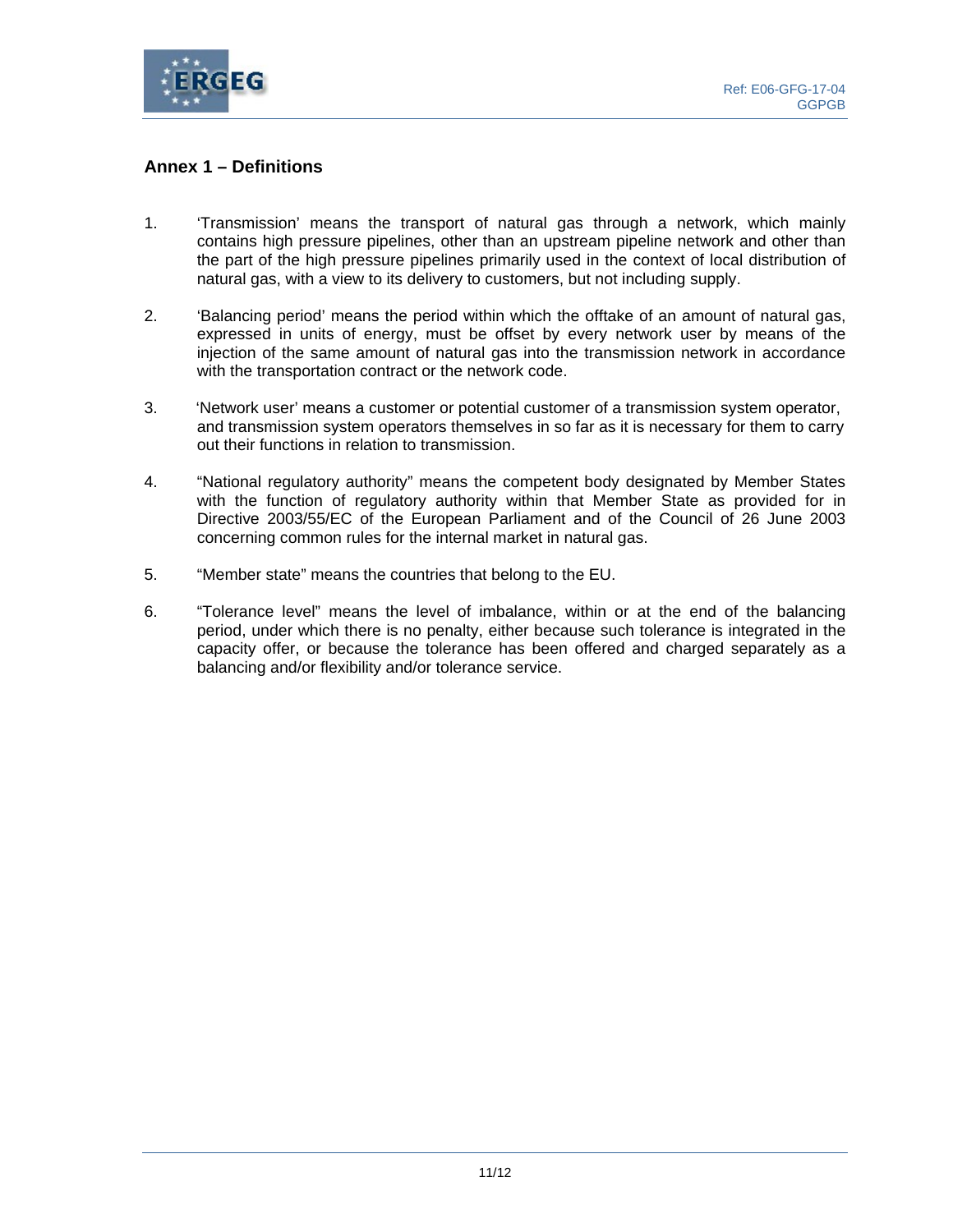## Annex 1 – Definitions

1. 'Transmission' means the transport of natural gas through a network, which mainly contains high pressure pipelines, other than an upstream pipeline network and other than the part of the high pressure pipelines primarily used in the context of local distribution of natural gas, with a view to its delivery to customers, but not including supply.

2. 'Balancing period' means the period within which the offtake of an amount of natural gas, expressed in units of energy, must be offset by every network user by means of the injection of the same amount of natural gas into the transmission network in accordance with the transportation contract or the network code.

3. 'Network user' means a customer or potential customer of a transmission system operator, and transmission system operators themselves in so far as it is necessary for them to carry out their functions in relation to transmission.

4. "National regulatory authority" means the competent body designated by Member States with the function of regulatory authority within that Member State as provided for in Directive 2003/55/EC of the European Parliament and of the Council of 26 June 2003 concerning common rules for the internal market in natural gas.

5. "Member state" means the countries that belong to the EU.

6. "Tolerance level" means the level of imbalance, within or at the end of the balancing period, under which there is no penalty, either because such tolerance is integrated in the capacity offer, or because the tolerance has been offered and charged separately as a balancing and/or flexibility and/or tolerance service.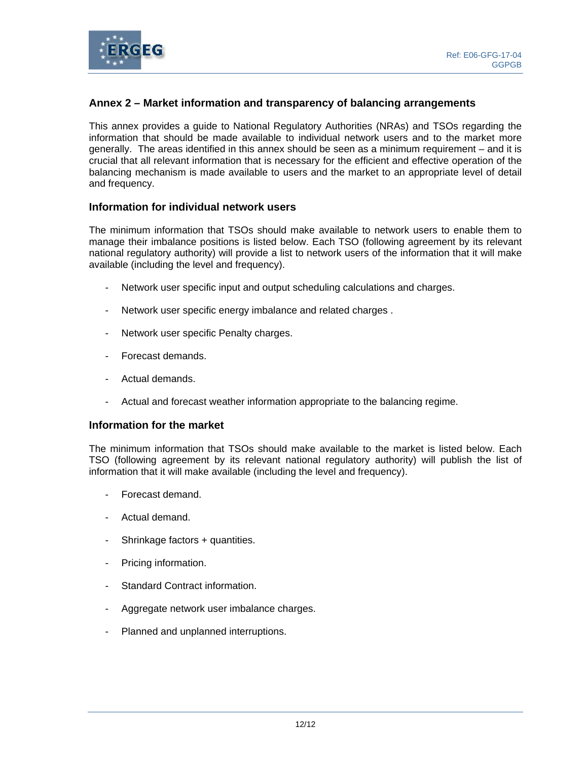## Annex 2 – Market information and transparency of balancing arrangements

This annex provides a guide to National Regulatory Authorities (NRAs) and TSOs regarding the information that should be made available to individual network users and to the market more generally. The areas identified in this annex should be seen as a minimum requirement – and it is crucial that all relevant information that is necessary for the efficient and effective operation of the balancing mechanism is made available to users and the market to an appropriate level of detail and frequency.

### Information for individual network users

The minimum information that TSOs should make available to network users to enable them to manage their imbalance positions is listed below. Each TSO (following agreement by its relevant national regulatory authority) will provide a list to network users of the information that it will make available (including the level and frequency).

- Network user specific input and output scheduling calculations and charges.
- Network user specific energy imbalance and related charges .
- Network user specific Penalty charges.
- Forecast demands.
- Actual demands.
- Actual and forecast weather information appropriate to the balancing regime.

### Information for the market

The minimum information that TSOs should make available to the market is listed below. Each TSO (following agreement by its relevant national regulatory authority) will publish the list of information that it will make available (including the level and frequency).

- Forecast demand.
- Actual demand.
- Shrinkage factors + quantities.
- Pricing information.
- Standard Contract information.
- Aggregate network user imbalance charges.
- Planned and unplanned interruptions.